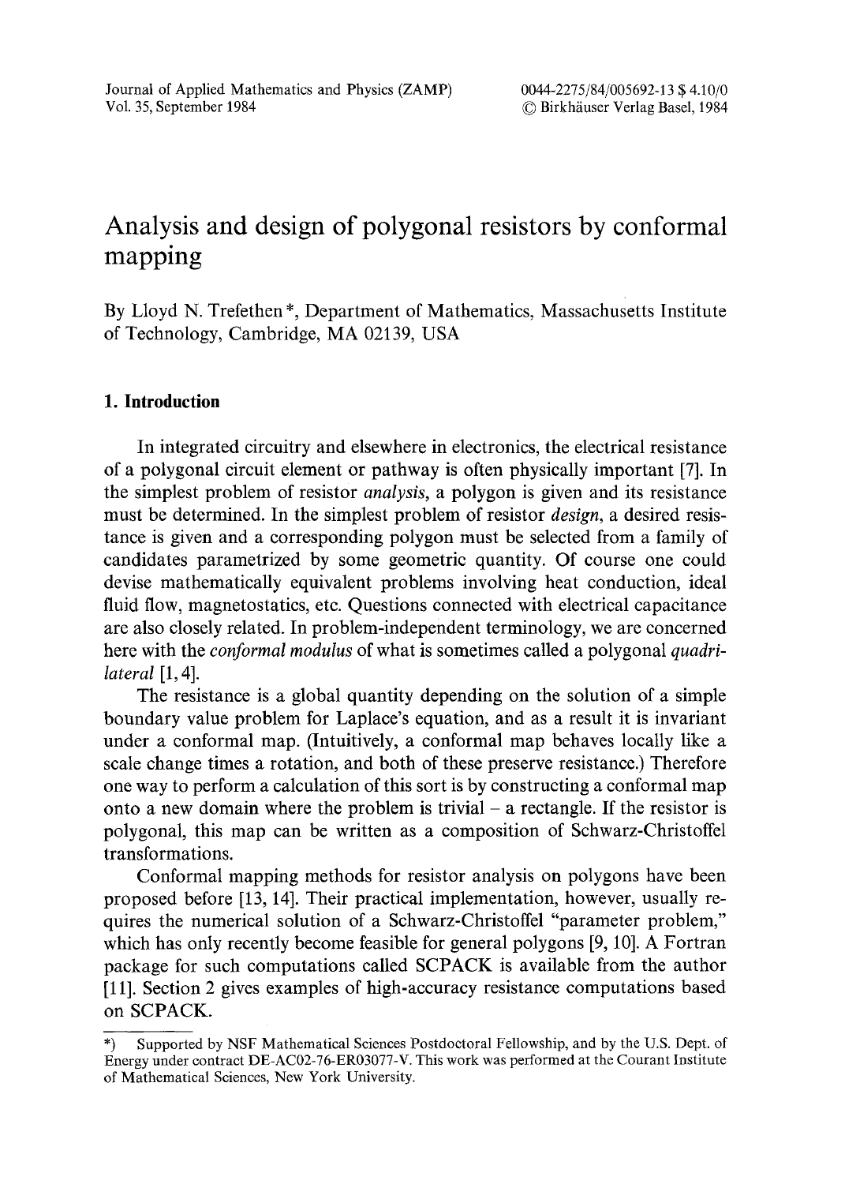# Analysis and design of polygonal resistors by conformal mapping

By Lloyd N. Trefethen *, Department of Mathematics, Massachusetts Institute of Technology, Cambridge, MA 02139, USA

## 1. Introduction

In integrated circuitry and elsewhere in electronics, the electrical resistance of a polygonal circuit element or pathway is often physically important [7]. In the simplest problem of resistor *analysis*, a polygon is given and its resistance must be determined. In the simplest problem of resistor *design*, a desired resistance is given and a corresponding polygon must be selected from a family of candidates parametrized by some geometric quantity. Of course one could devise mathematically equivalent problems involving heat conduction, ideal fluid flow, magnetostatics, etc. Questions connected with electrical capacitance are also closely related. In problem-independent terminology, we are concerned here with the *conformal modulus* of what is sometimes called a polygonal *quadrilateral* [1, 4].

The resistance is a global quantity depending on the solution of a simple boundary value problem for Laplace's equation, and as a result it is invariant under a conformal map. (Intuitively, a conformal map behaves locally like a scale change times a rotation, and both of these preserve resistance.) Therefore one way to perform a calculation of this sort is by constructing a conformal map onto a new domain where the problem is trivial – a rectangle. If the resistor is polygonal, this map can be written as a composition of Schwarz-Christoffel transformations.

Conformal mapping methods for resistor analysis on polygons have been proposed before [13, 14]. Their practical implementation, however, usually requires the numerical solution of a Schwarz-Christoffel "parameter problem," which has only recently become feasible for general polygons [9, 10]. A Fortran package for such computations called SCPACK is available from the author [11]. Section 2 gives examples of high-accuracy resistance computations based on SCPACK.

---

*) Supported by NSF Mathematical Sciences Postdoctoral Fellowship, and by the U.S. Dept. of Energy under contract DE-AC02-76-ER03077-V. This work was performed at the Courant Institute of Mathematical Sciences, New York University.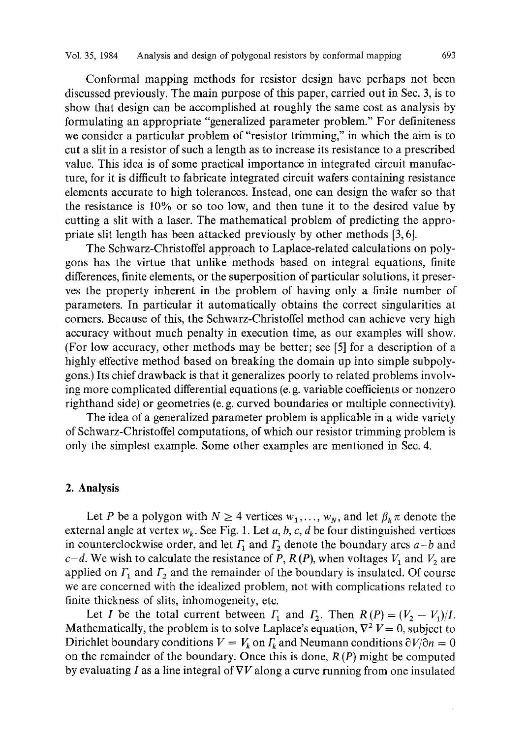Conformal mapping methods for resistor design have perhaps not been discussed previously. The main purpose of this paper, carried out in Sec. 3, is to show that design can be accomplished at roughly the same cost as analysis by formulating an appropriate "generalized parameter problem." For definiteness we consider a particular problem of "resistor trimming," in which the aim is to cut a slit in a resistor of such a length as to increase its resistance to a prescribed value. This idea is of some practical importance in integrated circuit manufacture, for it is difficult to fabricate integrated circuit wafers containing resistance elements accurate to high tolerances. Instead, one can design the wafer so that the resistance is 10% or so too low, and then tune it to the desired value by cutting a slit with a laser. The mathematical problem of predicting the appropriate slit length has been attacked previously by other methods [3, 6].

The Schwarz-Christoffel approach to Laplace-related calculations on polygons has the virtue that unlike methods based on integral equations, finite differences, finite elements, or the superposition of particular solutions, it preserves the property inherent in the problem of having only a finite number of parameters. In particular it automatically obtains the correct singularities at corners. Because of this, the Schwarz-Christoffel method can achieve very high accuracy without much penalty in execution time, as our examples will show. (For low accuracy, other methods may be better; see [5] for a description of a highly effective method based on breaking the domain up into simple subpolygons.) Its chief drawback is that it generalizes poorly to related problems involving more complicated differential equations (e. g. variable coefficients or nonzero righthand side) or geometries (e. g. curved boundaries or multiple connectivity).

The idea of a generalized parameter problem is applicable in a wide variety of Schwarz-Christoffel computations, of which our resistor trimming problem is only the simplest example. Some other examples are mentioned in Sec. 4.

## 2. Analysis

Let $P$ be a polygon with $N \geq 4$ vertices $w_1, \ldots, w_N$, and let $\beta_k \pi$ denote the external angle at vertex $w_k$. See Fig. 1. Let $a$, $b$, $c$, $d$ be four distinguished vertices in counterclockwise order, and let $\Gamma_1$ and $\Gamma_2$ denote the boundary arcs $a$–$b$ and $c$–$d$. We wish to calculate the resistance of $P$, $R(P)$, when voltages $V_1$ and $V_2$ are applied on $\Gamma_1$ and $\Gamma_2$ and the remainder of the boundary is insulated. Of course we are concerned with the idealized problem, not with complications related to finite thickness of slits, inhomogeneity, etc.

Let $I$ be the total current between $\Gamma_1$ and $\Gamma_2$. Then $R(P) = (V_2 - V_1)/I$. Mathematically, the problem is to solve Laplace's equation, $\nabla^2 V = 0$, subject to Dirichlet boundary conditions $V = V_k$ on $\Gamma_k$ and Neumann conditions $\partial V/\partial n = 0$ on the remainder of the boundary. Once this is done, $R(P)$ might be computed by evaluating $I$ as a line integral of $\nabla V$ along a curve running from one insulated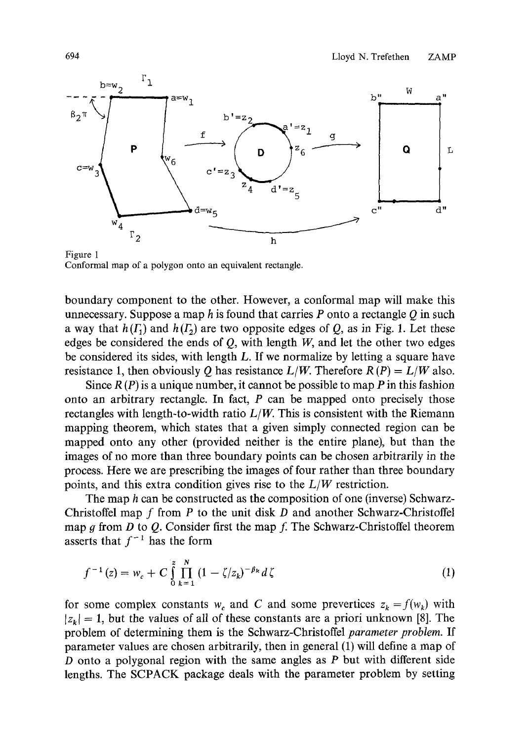Figure 1
Conformal map of a polygon onto an equivalent rectangle.

boundary component to the other. However, a conformal map will make this unnecessary. Suppose a map $h$ is found that carries $P$ onto a rectangle $Q$ in such a way that $h(\Gamma_1)$ and $h(\Gamma_2)$ are two opposite edges of $Q$, as in Fig. 1. Let these edges be considered the ends of $Q$, with length $W$, and let the other two edges be considered its sides, with length $L$. If we normalize by letting a square have resistance 1, then obviously $Q$ has resistance $L/W$. Therefore $R(P) = L/W$ also.

Since $R(P)$ is a unique number, it cannot be possible to map $P$ in this fashion onto an arbitrary rectangle. In fact, $P$ can be mapped onto precisely those rectangles with length-to-width ratio $L/W$. This is consistent with the Riemann mapping theorem, which states that a given simply connected region can be mapped onto any other (provided neither is the entire plane), but than the images of no more than three boundary points can be chosen arbitrarily in the process. Here we are prescribing the images of four rather than three boundary points, and this extra condition gives rise to the $L/W$ restriction.

The map $h$ can be constructed as the composition of one (inverse) Schwarz-Christoffel map $f$ from $P$ to the unit disk $D$ and another Schwarz-Christoffel map $g$ from $D$ to $Q$. Consider first the map $f$. The Schwarz-Christoffel theorem asserts that $f^{-1}$ has the form

$$f^{-1}(z) = w_c + C \int_0^z \prod_{k=1}^{N} (1 - \zeta/z_k)^{-\beta_k} d\zeta \tag{1}$$

for some complex constants $w_c$ and $C$ and some prevertices $z_k = f(w_k)$ with $|z_k| = 1$, but the values of all of these constants are a priori unknown [8]. The problem of determining them is the Schwarz-Christoffel *parameter problem*. If parameter values are chosen arbitrarily, then in general (1) will define a map of $D$ onto a polygonal region with the same angles as $P$ but with different side lengths. The SCPACK package deals with the parameter problem by setting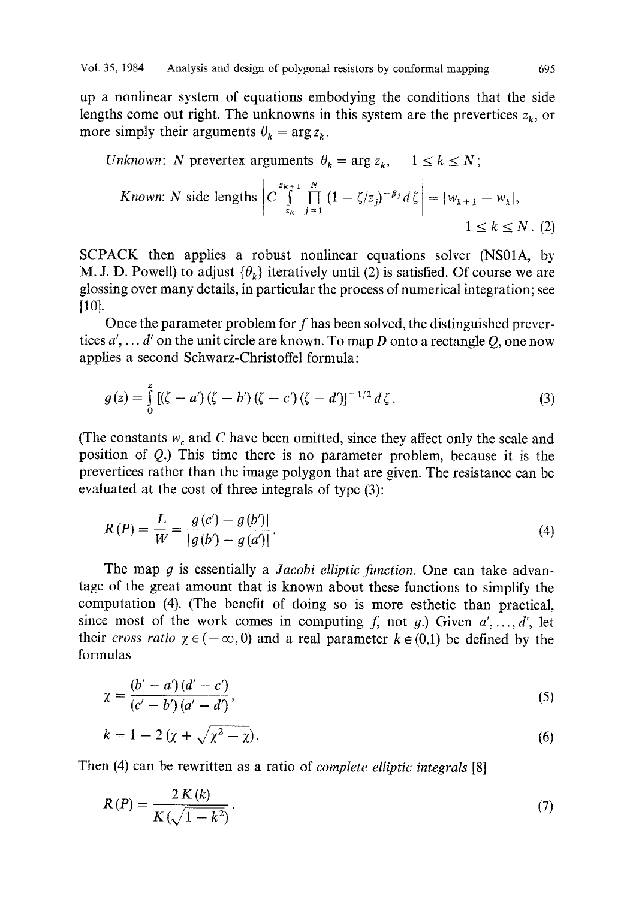up a nonlinear system of equations embodying the conditions that the side lengths come out right. The unknowns in this system are the prevertices $z_k$, or more simply their arguments $\theta_k = \arg z_k$.

*Unknown*: $N$ prevertex arguments $\theta_k = \arg z_k, \quad 1 \le k \le N$;

*Known*: $N$ side lengths $\left| C \int\limits_{z_k}^{z_{k+1}} \prod\limits_{j=1}^{N} (1 - \zeta/z_j)^{-\beta_j} d\zeta \right| = |w_{k+1} - w_k|,$

$$1 \le k \le N. \quad (2)$$

SCPACK then applies a robust nonlinear equations solver (NS01A, by M. J. D. Powell) to adjust $\{\theta_k\}$ iteratively until (2) is satisfied. Of course we are glossing over many details, in particular the process of numerical integration; see [10].

Once the parameter problem for $f$ has been solved, the distinguished prevertices $a', \ldots d'$ on the unit circle are known. To map $D$ onto a rectangle $Q$, one now applies a second Schwarz-Christoffel formula:

$$g(z) = \int\limits_0^z [(\zeta - a')(\zeta - b')(\zeta - c')(\zeta - d')]^{-1/2} d\zeta. \quad (3)$$

(The constants $w_c$ and $C$ have been omitted, since they affect only the scale and position of $Q$.) This time there is no parameter problem, because it is the prevertices rather than the image polygon that are given. The resistance can be evaluated at the cost of three integrals of type (3):

$$R(P) = \frac{L}{W} = \frac{|g(c') - g(b')|}{|g(b') - g(a')|}. \quad (4)$$

The map $g$ is essentially a *Jacobi elliptic function*. One can take advantage of the great amount that is known about these functions to simplify the computation (4). (The benefit of doing so is more esthetic than practical, since most of the work comes in computing $f$, not $g$.) Given $a', \ldots, d'$, let their *cross ratio* $\chi \in (-\infty, 0)$ and a real parameter $k \in (0,1)$ be defined by the formulas

$$\chi = \frac{(b' - a')(d' - c')}{(c' - b')(a' - d')}, \quad (5)$$

$$k = 1 - 2(\chi + \sqrt{\chi^2 - \chi}). \quad (6)$$

Then (4) can be rewritten as a ratio of *complete elliptic integrals* [8]

$$R(P) = \frac{2K(k)}{K(\sqrt{1 - k^2})}. \quad (7)$$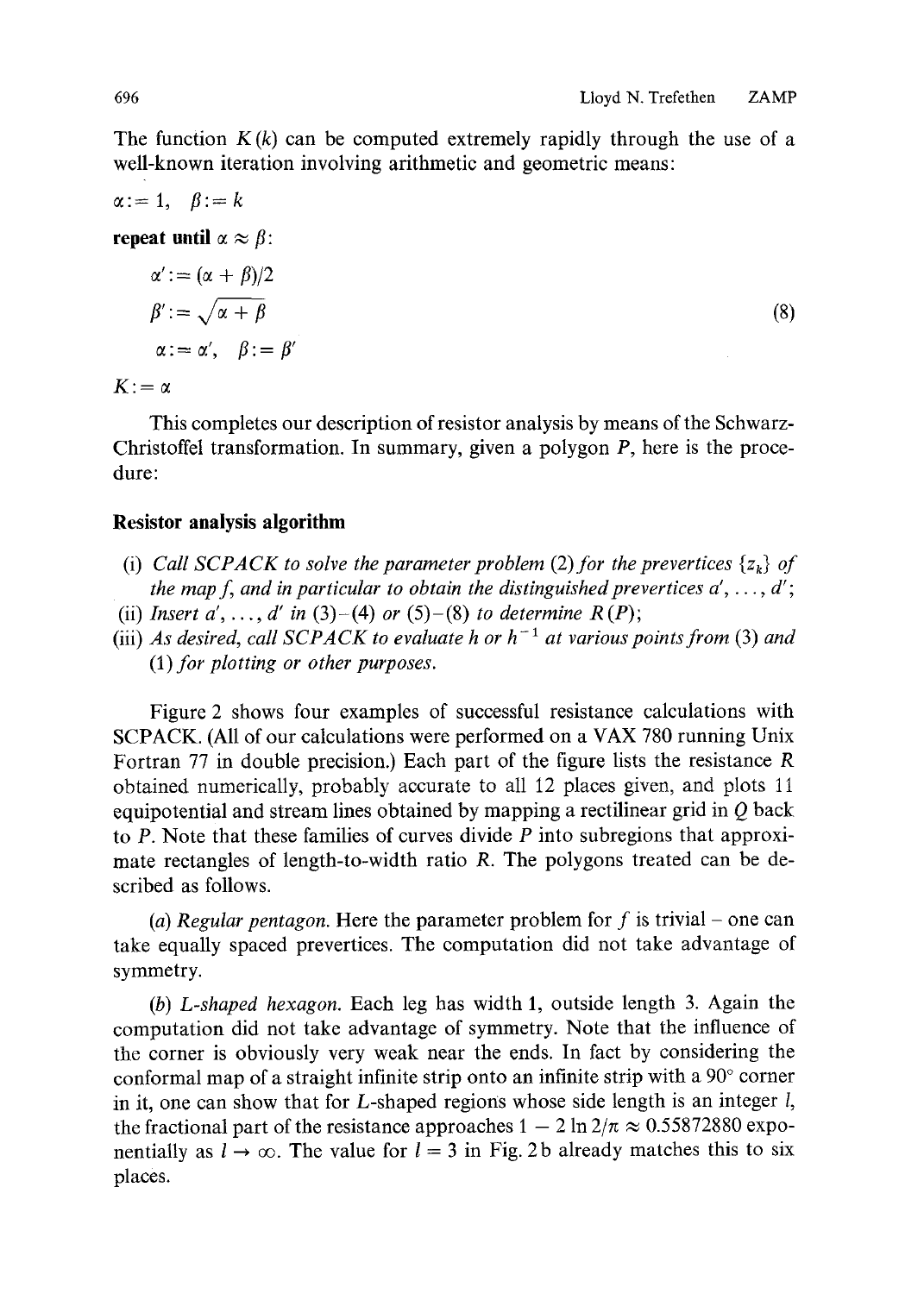The function $K(k)$ can be computed extremely rapidly through the use of a well-known iteration involving arithmetic and geometric means:

$$
\begin{aligned}
&\alpha := 1, \quad \beta := k \\
&\textbf{repeat until } \alpha \approx \beta: \\
&\qquad \alpha' := (\alpha + \beta)/2 \\
&\qquad \beta' := \sqrt{\alpha + \beta} \\
&\qquad \alpha := \alpha', \quad \beta := \beta' \\
&K := \alpha
\end{aligned}
\tag{8}
$$

This completes our description of resistor analysis by means of the Schwarz-Christoffel transformation. In summary, given a polygon $P$, here is the procedure:

**Resistor analysis algorithm**

(i) *Call SCPACK to solve the parameter problem* (2) *for the prevertices* $\{z_k\}$ *of the map* $f$, *and in particular to obtain the distinguished prevertices* $a', \ldots, d'$;
(ii) *Insert* $a', \ldots, d'$ *in* (3)–(4) *or* (5)–(8) *to determine* $R(P)$;
(iii) *As desired, call SCPACK to evaluate* $h$ *or* $h^{-1}$ *at various points from* (3) *and* (1) *for plotting or other purposes.*

Figure 2 shows four examples of successful resistance calculations with SCPACK. (All of our calculations were performed on a VAX 780 running Unix Fortran 77 in double precision.) Each part of the figure lists the resistance $R$ obtained numerically, probably accurate to all 12 places given, and plots 11 equipotential and stream lines obtained by mapping a rectilinear grid in $Q$ back to $P$. Note that these families of curves divide $P$ into subregions that approximate rectangles of length-to-width ratio $R$. The polygons treated can be described as follows.

(*a*) *Regular pentagon.* Here the parameter problem for $f$ is trivial – one can take equally spaced prevertices. The computation did not take advantage of symmetry.

(*b*) *L-shaped hexagon.* Each leg has width 1, outside length 3. Again the computation did not take advantage of symmetry. Note that the influence of the corner is obviously very weak near the ends. In fact by considering the conformal map of a straight infinite strip onto an infinite strip with a 90° corner in it, one can show that for $L$-shaped regions whose side length is an integer $l$, the fractional part of the resistance approaches $1 - 2\ln 2/\pi \approx 0.55872880$ exponentially as $l \to \infty$. The value for $l = 3$ in Fig. 2b already matches this to six places.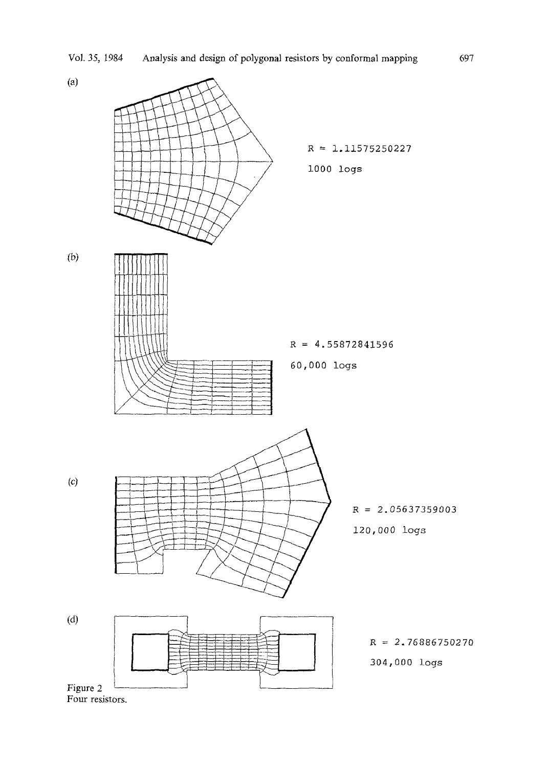(a)

R = 1.11575250227

1000 logs

(b)

R = 4.55872841596

60,000 logs

(c)

R = 2.05637359003

120,000 logs

(d)

R = 2.76886750270

304,000 logs

Figure 2
Four resistors.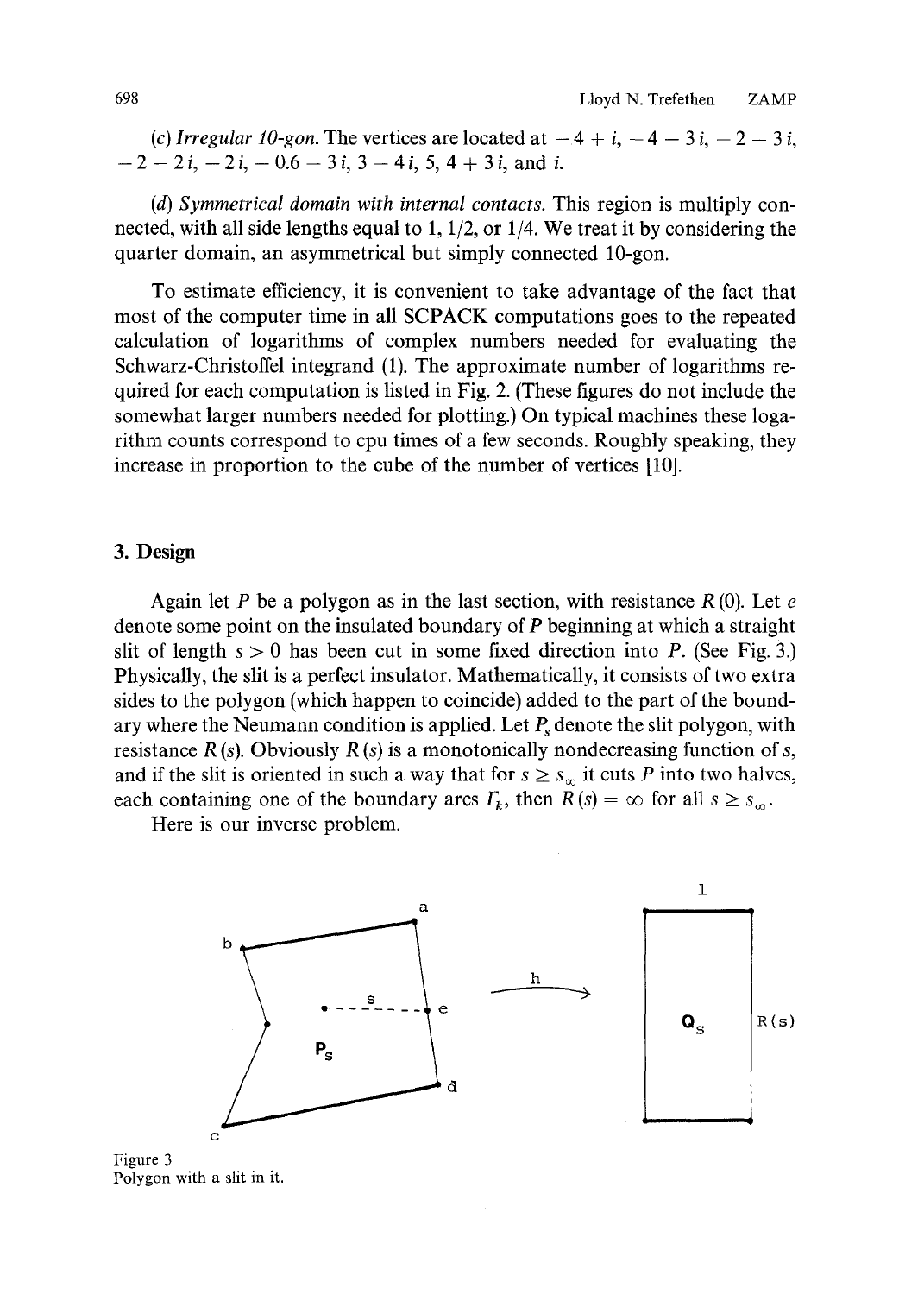(*c*) *Irregular 10-gon.* The vertices are located at $-4+i$, $-4-3i$, $-2-3i$, $-2-2i$, $-2i$, $-0.6-3i$, $3-4i$, $5$, $4+3i$, and $i$.

(*d*) *Symmetrical domain with internal contacts.* This region is multiply connected, with all side lengths equal to 1, 1/2, or 1/4. We treat it by considering the quarter domain, an asymmetrical but simply connected 10-gon.

To estimate efficiency, it is convenient to take advantage of the fact that most of the computer time in all SCPACK computations goes to the repeated calculation of logarithms of complex numbers needed for evaluating the Schwarz-Christoffel integrand (1). The approximate number of logarithms required for each computation is listed in Fig. 2. (These figures do not include the somewhat larger numbers needed for plotting.) On typical machines these logarithm counts correspond to cpu times of a few seconds. Roughly speaking, they increase in proportion to the cube of the number of vertices [10].

## 3. Design

Again let $P$ be a polygon as in the last section, with resistance $R(0)$. Let $e$ denote some point on the insulated boundary of $P$ beginning at which a straight slit of length $s > 0$ has been cut in some fixed direction into $P$. (See Fig. 3.) Physically, the slit is a perfect insulator. Mathematically, it consists of two extra sides to the polygon (which happen to coincide) added to the part of the boundary where the Neumann condition is applied. Let $P_s$ denote the slit polygon, with resistance $R(s)$. Obviously $R(s)$ is a monotonically nondecreasing function of $s$, and if the slit is oriented in such a way that for $s \geq s_\infty$ it cuts $P$ into two halves, each containing one of the boundary arcs $\Gamma_k$, then $R(s) = \infty$ for all $s \geq s_\infty$.

Here is our inverse problem.

Figure 3
Polygon with a slit in it.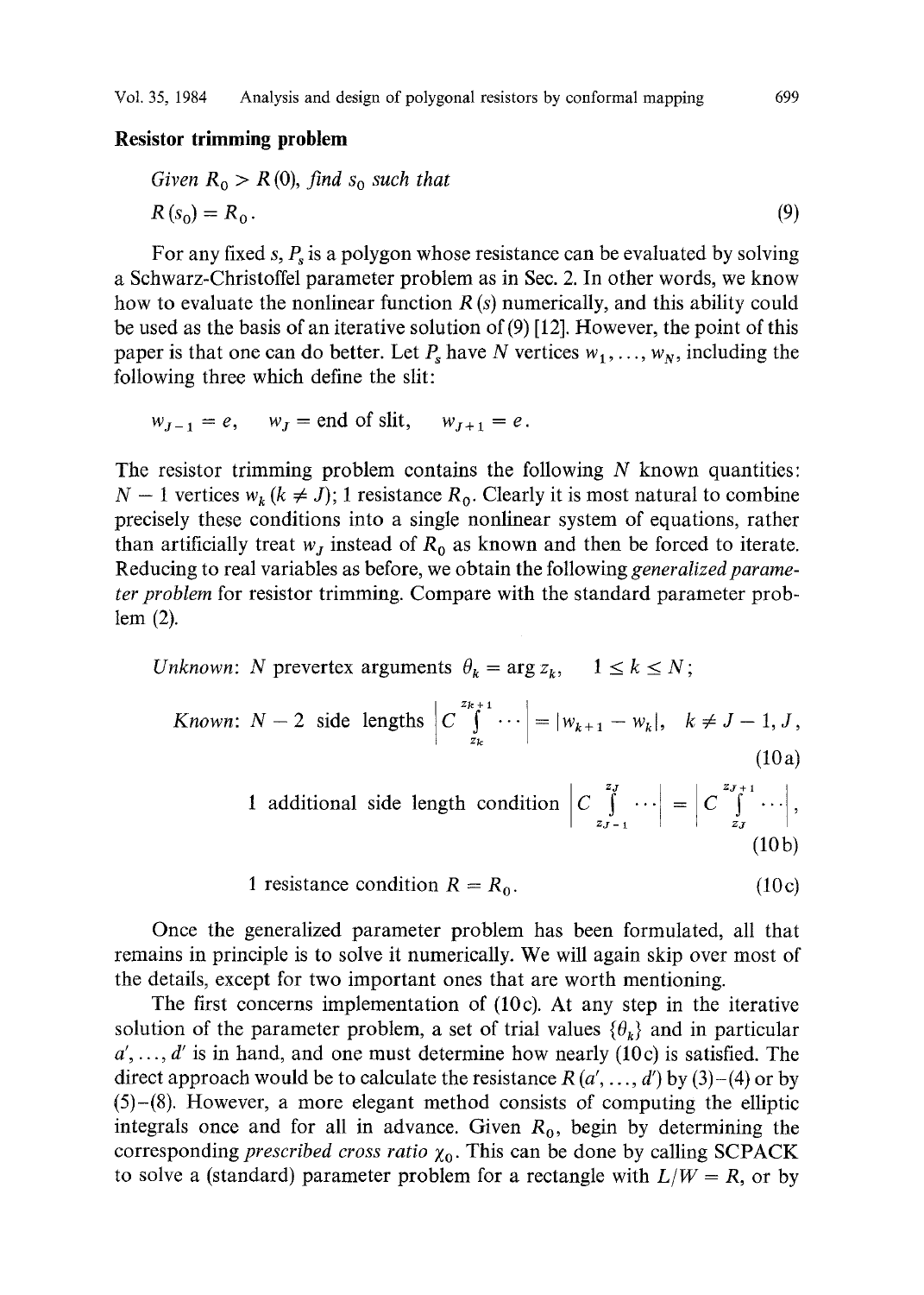### Resistor trimming problem

*Given $R_0 > R(0)$, find $s_0$ such that*

$$R(s_0) = R_0. \tag{9}$$

For any fixed $s$, $P_s$ is a polygon whose resistance can be evaluated by solving a Schwarz-Christoffel parameter problem as in Sec. 2. In other words, we know how to evaluate the nonlinear function $R(s)$ numerically, and this ability could be used as the basis of an iterative solution of (9) [12]. However, the point of this paper is that one can do better. Let $P_s$ have $N$ vertices $w_1, \ldots, w_N$, including the following three which define the slit:

$$w_{J-1} = e, \quad w_J = \text{end of slit}, \quad w_{J+1} = e.$$

The resistor trimming problem contains the following $N$ known quantities: $N-1$ vertices $w_k$ $(k \neq J)$; 1 resistance $R_0$. Clearly it is most natural to combine precisely these conditions into a single nonlinear system of equations, rather than artificially treat $w_J$ instead of $R_0$ as known and then be forced to iterate. Reducing to real variables as before, we obtain the following *generalized parameter problem* for resistor trimming. Compare with the standard parameter problem (2).

*Unknown*: $N$ prevertex arguments $\theta_k = \arg z_k$, $\quad 1 \leq k \leq N$;

*Known*: $N-2$ side lengths $\left| C \int_{z_k}^{z_{k+1}} \cdots \right| = |w_{k+1} - w_k|, \quad k \neq J-1, J,$ (10a)

1 additional side length condition $\left| C \int_{z_{J-1}}^{z_J} \cdots \right| = \left| C \int_{z_J}^{z_{J+1}} \cdots \right|,$ (10b)

1 resistance condition $R = R_0$. (10c)

Once the generalized parameter problem has been formulated, all that remains in principle is to solve it numerically. We will again skip over most of the details, except for two important ones that are worth mentioning.

The first concerns implementation of (10c). At any step in the iterative solution of the parameter problem, a set of trial values $\{\theta_k\}$ and in particular $a', \ldots, d'$ is in hand, and one must determine how nearly (10c) is satisfied. The direct approach would be to calculate the resistance $R(a', \ldots, d')$ by (3)–(4) or by (5)–(8). However, a more elegant method consists of computing the elliptic integrals once and for all in advance. Given $R_0$, begin by determining the corresponding *prescribed cross ratio* $\chi_0$. This can be done by calling SCPACK to solve a (standard) parameter problem for a rectangle with $L/W = R$, or by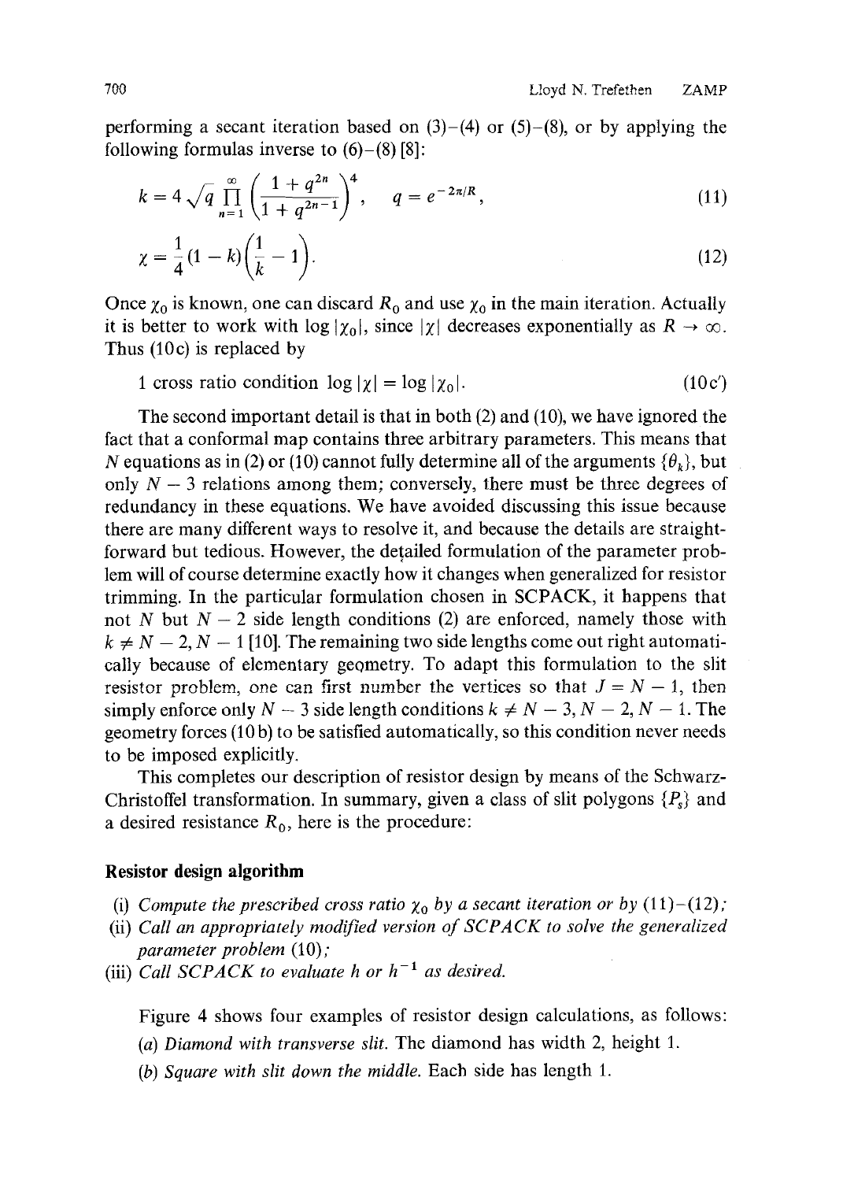performing a secant iteration based on (3)–(4) or (5)–(8), or by applying the following formulas inverse to (6)–(8) [8]:

$$k = 4\sqrt{q}\prod_{n=1}^{\infty}\left(\frac{1+q^{2n}}{1+q^{2n-1}}\right)^4, \quad q = e^{-2\pi/R}, \tag{11}$$

$$\chi = \frac{1}{4}(1-k)\left(\frac{1}{k}-1\right). \tag{12}$$

Once $\chi_0$ is known, one can discard $R_0$ and use $\chi_0$ in the main iteration. Actually it is better to work with $\log|\chi_0|$, since $|\chi|$ decreases exponentially as $R \to \infty$. Thus (10c) is replaced by

1 cross ratio condition $\log|\chi| = \log|\chi_0|$. (10c′)

The second important detail is that in both (2) and (10), we have ignored the fact that a conformal map contains three arbitrary parameters. This means that $N$ equations as in (2) or (10) cannot fully determine all of the arguments $\{\theta_k\}$, but only $N-3$ relations among them; conversely, there must be three degrees of redundancy in these equations. We have avoided discussing this issue because there are many different ways to resolve it, and because the details are straightforward but tedious. However, the detailed formulation of the parameter problem will of course determine exactly how it changes when generalized for resistor trimming. In the particular formulation chosen in SCPACK, it happens that not $N$ but $N-2$ side length conditions (2) are enforced, namely those with $k \neq N-2, N-1$ [10]. The remaining two side lengths come out right automatically because of elementary geometry. To adapt this formulation to the slit resistor problem, one can first number the vertices so that $J = N-1$, then simply enforce only $N-3$ side length conditions $k \neq N-3, N-2, N-1$. The geometry forces (10b) to be satisfied automatically, so this condition never needs to be imposed explicitly.

This completes our description of resistor design by means of the Schwarz-Christoffel transformation. In summary, given a class of slit polygons $\{P_s\}$ and a desired resistance $R_0$, here is the procedure:

### Resistor design algorithm

(i) *Compute the prescribed cross ratio $\chi_0$ by a secant iteration or by (11)–(12);*
(ii) *Call an appropriately modified version of SCPACK to solve the generalized parameter problem (10);*
(iii) *Call SCPACK to evaluate $h$ or $h^{-1}$ as desired.*

Figure 4 shows four examples of resistor design calculations, as follows:

(a) *Diamond with transverse slit.* The diamond has width 2, height 1.

(b) *Square with slit down the middle.* Each side has length 1.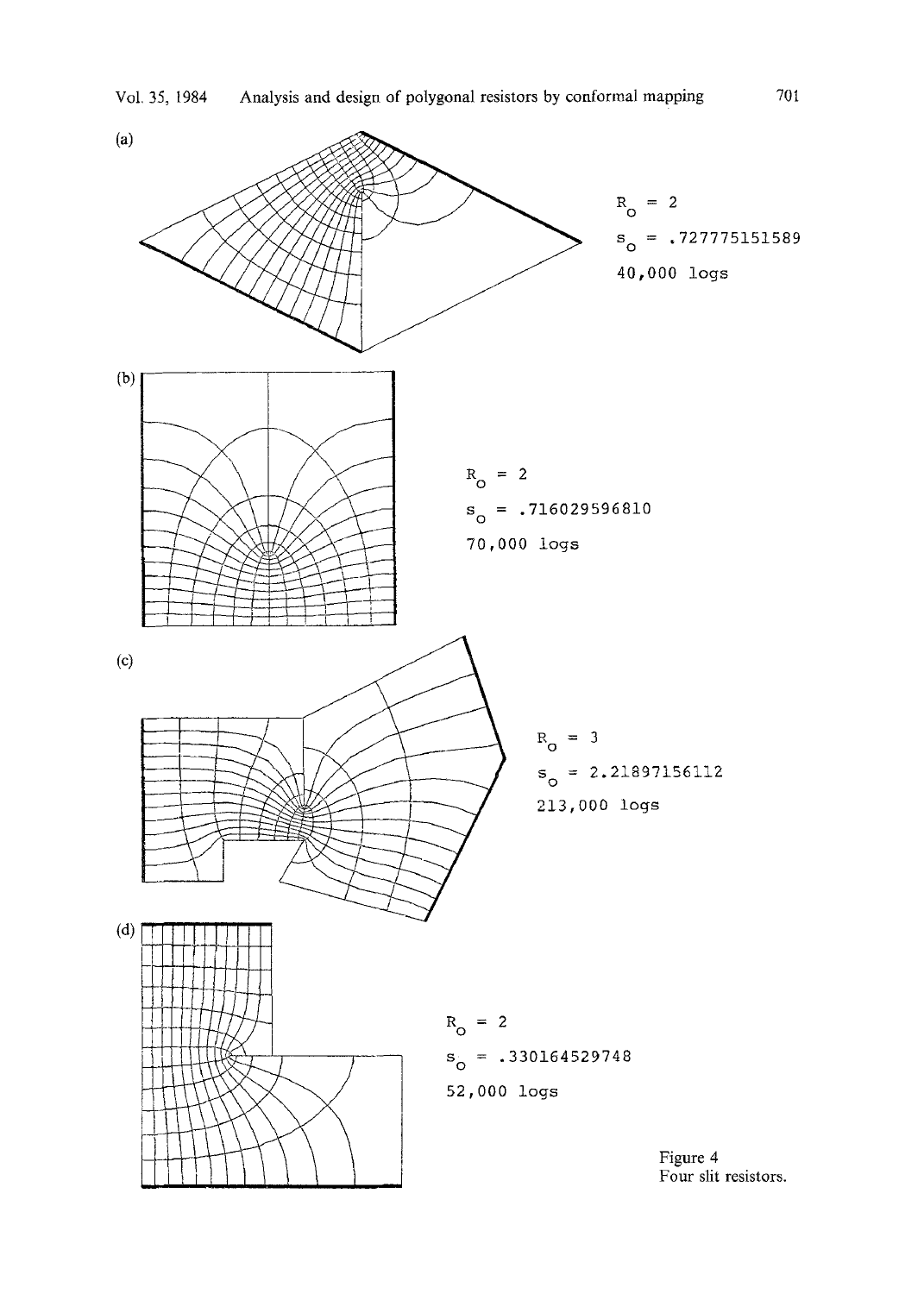(a)

$R_0 = 2$

$s_0 = .727775151589$

40,000 logs

(b)

$R_0 = 2$

$s_0 = .716029596810$

70,000 logs

(c)

$R_0 = 3$

$s_0 = 2.21897156112$

213,000 logs

(d)

$R_0 = 2$

$s_0 = .330164529748$

52,000 logs

Figure 4
Four slit resistors.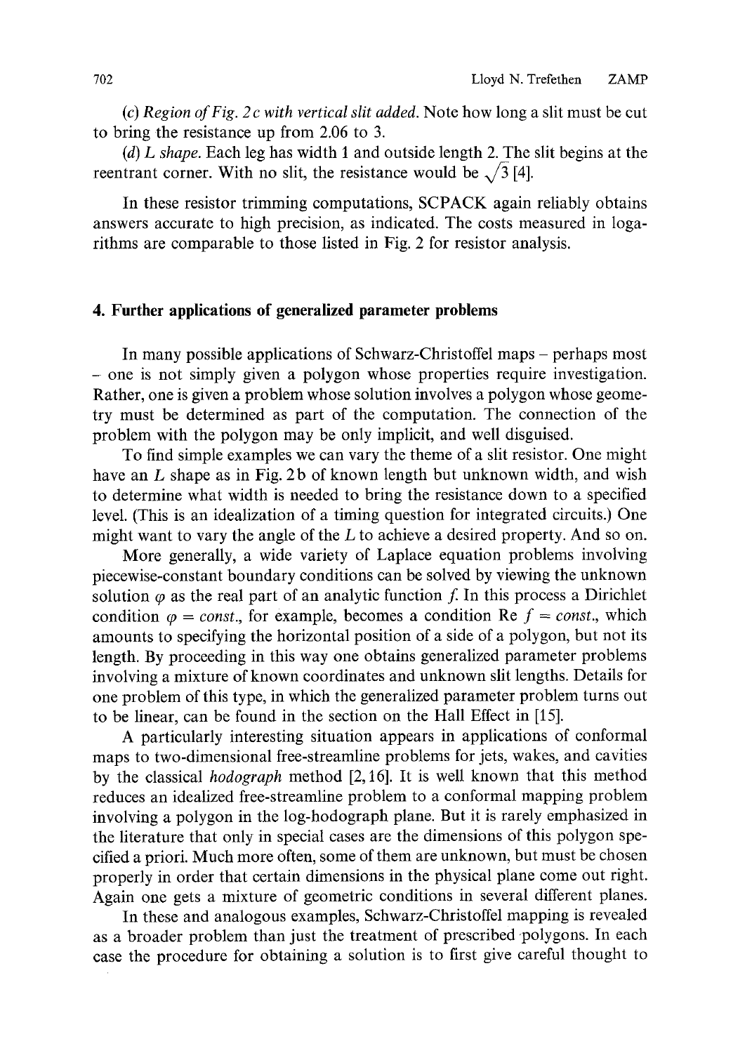(*c*) *Region of Fig. 2c with vertical slit added.* Note how long a slit must be cut to bring the resistance up from 2.06 to 3.

(*d*) *L shape.* Each leg has width 1 and outside length 2. The slit begins at the reentrant corner. With no slit, the resistance would be $\sqrt{3}$ [4].

In these resistor trimming computations, SCPACK again reliably obtains answers accurate to high precision, as indicated. The costs measured in logarithms are comparable to those listed in Fig. 2 for resistor analysis.

## 4. Further applications of generalized parameter problems

In many possible applications of Schwarz-Christoffel maps – perhaps most – one is not simply given a polygon whose properties require investigation. Rather, one is given a problem whose solution involves a polygon whose geometry must be determined as part of the computation. The connection of the problem with the polygon may be only implicit, and well disguised.

To find simple examples we can vary the theme of a slit resistor. One might have an $L$ shape as in Fig. 2b of known length but unknown width, and wish to determine what width is needed to bring the resistance down to a specified level. (This is an idealization of a timing question for integrated circuits.) One might want to vary the angle of the $L$ to achieve a desired property. And so on.

More generally, a wide variety of Laplace equation problems involving piecewise-constant boundary conditions can be solved by viewing the unknown solution $\varphi$ as the real part of an analytic function $f$. In this process a Dirichlet condition $\varphi = const.$, for example, becomes a condition $\operatorname{Re} f = const.$, which amounts to specifying the horizontal position of a side of a polygon, but not its length. By proceeding in this way one obtains generalized parameter problems involving a mixture of known coordinates and unknown slit lengths. Details for one problem of this type, in which the generalized parameter problem turns out to be linear, can be found in the section on the Hall Effect in [15].

A particularly interesting situation appears in applications of conformal maps to two-dimensional free-streamline problems for jets, wakes, and cavities by the classical *hodograph* method [2, 16]. It is well known that this method reduces an idealized free-streamline problem to a conformal mapping problem involving a polygon in the log-hodograph plane. But it is rarely emphasized in the literature that only in special cases are the dimensions of this polygon specified a priori. Much more often, some of them are unknown, but must be chosen properly in order that certain dimensions in the physical plane come out right. Again one gets a mixture of geometric conditions in several different planes.

In these and analogous examples, Schwarz-Christoffel mapping is revealed as a broader problem than just the treatment of prescribed polygons. In each case the procedure for obtaining a solution is to first give careful thought to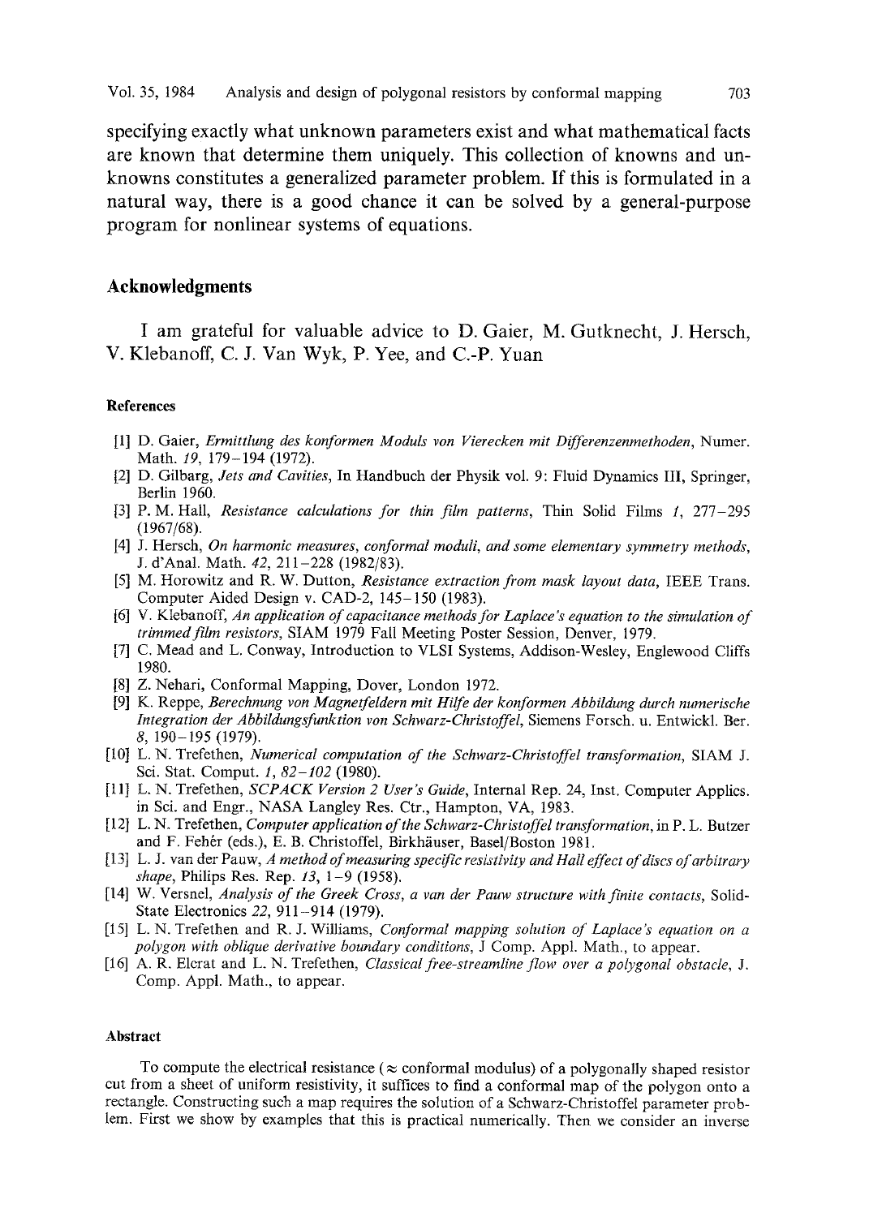specifying exactly what unknown parameters exist and what mathematical facts are known that determine them uniquely. This collection of knowns and unknowns constitutes a generalized parameter problem. If this is formulated in a natural way, there is a good chance it can be solved by a general-purpose program for nonlinear systems of equations.

## Acknowledgments

I am grateful for valuable advice to D. Gaier, M. Gutknecht, J. Hersch, V. Klebanoff, C. J. Van Wyk, P. Yee, and C.-P. Yuan

### References

[1] D. Gaier, *Ermittlung des konformen Moduls von Vierecken mit Differenzenmethoden*, Numer. Math. *19*, 179–194 (1972).

[2] D. Gilbarg, *Jets and Cavities*, In Handbuch der Physik vol. 9: Fluid Dynamics III, Springer, Berlin 1960.

[3] P. M. Hall, *Resistance calculations for thin film patterns*, Thin Solid Films *1*, 277–295 (1967/68).

[4] J. Hersch, *On harmonic measures, conformal moduli, and some elementary symmetry methods*, J. d'Anal. Math. *42*, 211–228 (1982/83).

[5] M. Horowitz and R. W. Dutton, *Resistance extraction from mask layout data*, IEEE Trans. Computer Aided Design v. CAD-2, 145–150 (1983).

[6] V. Klebanoff, *An application of capacitance methods for Laplace's equation to the simulation of trimmed film resistors*, SIAM 1979 Fall Meeting Poster Session, Denver, 1979.

[7] C. Mead and L. Conway, Introduction to VLSI Systems, Addison-Wesley, Englewood Cliffs 1980.

[8] Z. Nehari, Conformal Mapping, Dover, London 1972.

[9] K. Reppe, *Berechnung von Magnetfeldern mit Hilfe der konformen Abbildung durch numerische Integration der Abbildungsfunktion von Schwarz-Christoffel*, Siemens Forsch. u. Entwickl. Ber. *8*, 190–195 (1979).

[10] L. N. Trefethen, *Numerical computation of the Schwarz-Christoffel transformation*, SIAM J. Sci. Stat. Comput. *1*, *82–102* (1980).

[11] L. N. Trefethen, *SCPACK Version 2 User's Guide*, Internal Rep. 24, Inst. Computer Applics. in Sci. and Engr., NASA Langley Res. Ctr., Hampton, VA, 1983.

[12] L. N. Trefethen, *Computer application of the Schwarz-Christoffel transformation*, in P. L. Butzer and F. Fehér (eds.), E. B. Christoffel, Birkhäuser, Basel/Boston 1981.

[13] L. J. van der Pauw, *A method of measuring specific resistivity and Hall effect of discs of arbitrary shape*, Philips Res. Rep. *13*, 1–9 (1958).

[14] W. Versnel, *Analysis of the Greek Cross, a van der Pauw structure with finite contacts*, Solid-State Electronics *22*, 911–914 (1979).

[15] L. N. Trefethen and R. J. Williams, *Conformal mapping solution of Laplace's equation on a polygon with oblique derivative boundary conditions*, J Comp. Appl. Math., to appear.

[16] A. R. Elcrat and L. N. Trefethen, *Classical free-streamline flow over a polygonal obstacle*, J. Comp. Appl. Math., to appear.

### Abstract

To compute the electrical resistance ($\approx$ conformal modulus) of a polygonally shaped resistor cut from a sheet of uniform resistivity, it suffices to find a conformal map of the polygon onto a rectangle. Constructing such a map requires the solution of a Schwarz-Christoffel parameter problem. First we show by examples that this is practical numerically. Then we consider an inverse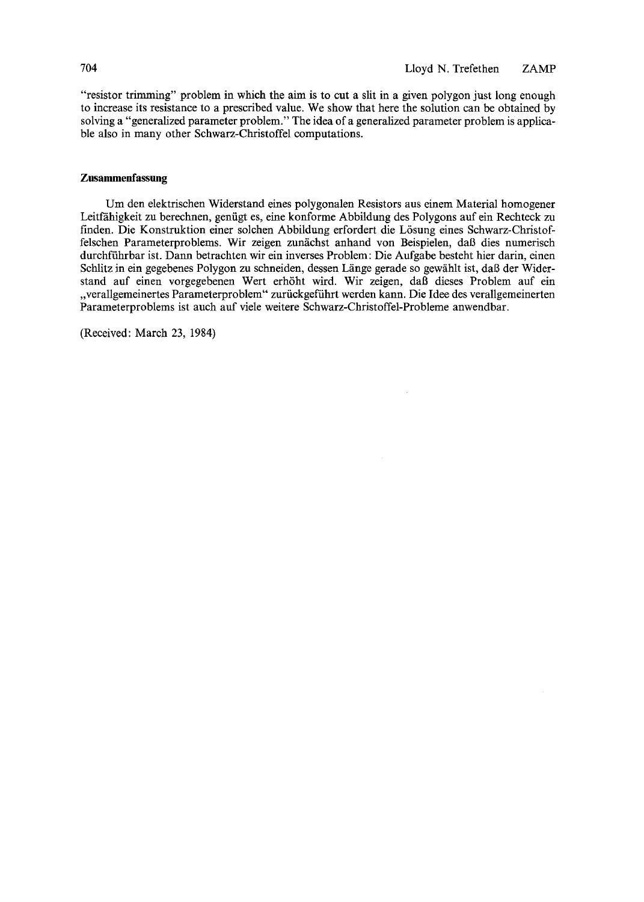"resistor trimming" problem in which the aim is to cut a slit in a given polygon just long enough to increase its resistance to a prescribed value. We show that here the solution can be obtained by solving a "generalized parameter problem." The idea of a generalized parameter problem is applicable also in many other Schwarz-Christoffel computations.

**Zusammenfassung**

Um den elektrischen Widerstand eines polygonalen Resistors aus einem Material homogener Leitfähigkeit zu berechnen, genügt es, eine konforme Abbildung des Polygons auf ein Rechteck zu finden. Die Konstruktion einer solchen Abbildung erfordert die Lösung eines Schwarz-Christoffelschen Parameterproblems. Wir zeigen zunächst anhand von Beispielen, daß dies numerisch durchführbar ist. Dann betrachten wir ein inverses Problem: Die Aufgabe besteht hier darin, einen Schlitz in ein gegebenes Polygon zu schneiden, dessen Länge gerade so gewählt ist, daß der Widerstand auf einen vorgegebenen Wert erhöht wird. Wir zeigen, daß dieses Problem auf ein „verallgemeinertes Parameterproblem" zurückgeführt werden kann. Die Idee des verallgemeinerten Parameterproblems ist auch auf viele weitere Schwarz-Christoffel-Probleme anwendbar.

(Received: March 23, 1984)